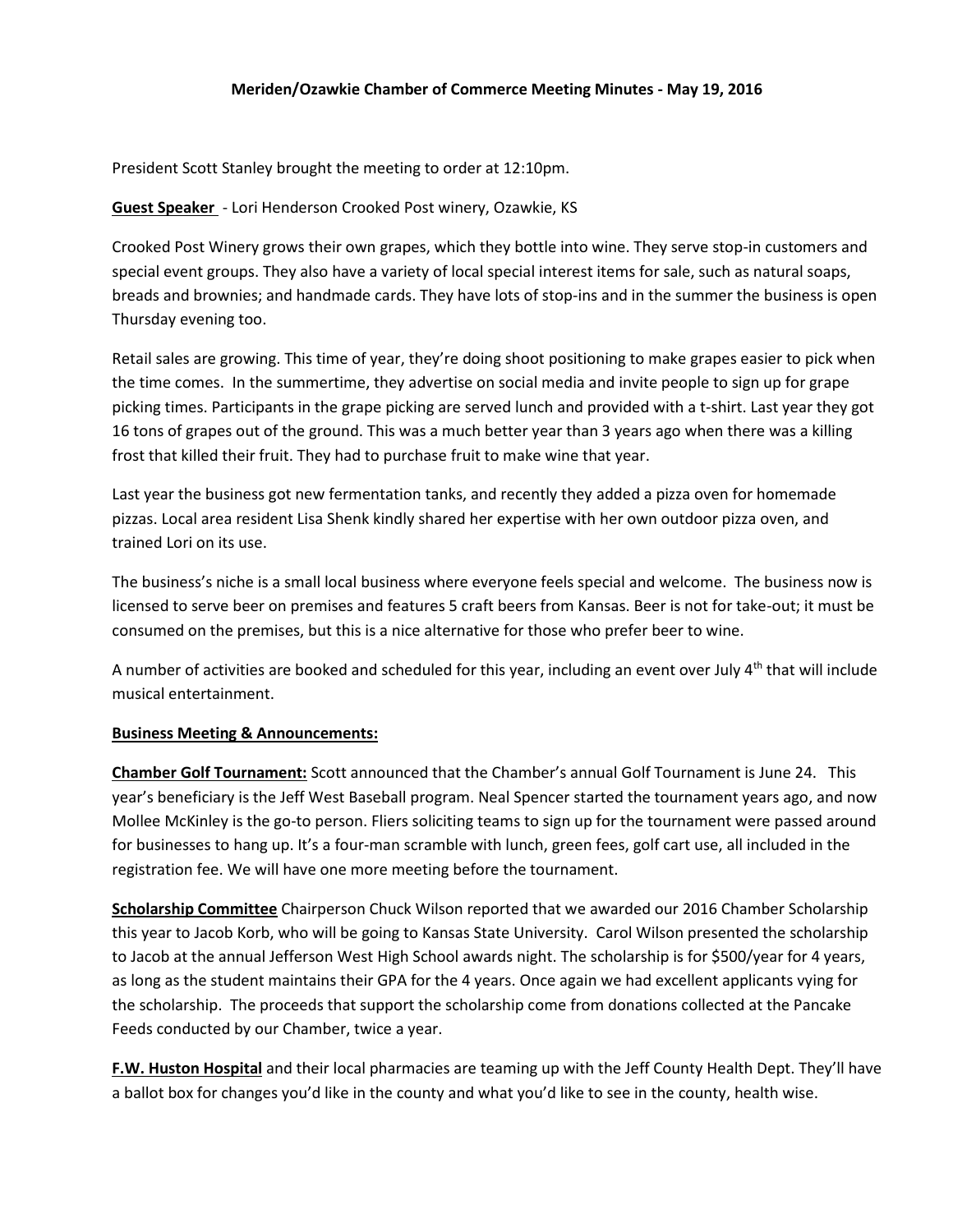**Meriden/Ozawkie Chamber of Commerce Meeting Minutes - May 19, 2016**

President Scott Stanley brought the meeting to order at 12:10pm.

**Guest Speaker** - Lori Henderson Crooked Post winery, Ozawkie, KS

Crooked Post Winery grows their own grapes, which they bottle into wine. They serve stop-in customers and special event groups. They also have a variety of local special interest items for sale, such as natural soaps, breads and brownies; and handmade cards. They have lots of stop-ins and in the summer the business is open Thursday evening too.

Retail sales are growing. This time of year, they're doing shoot positioning to make grapes easier to pick when the time comes. In the summertime, they advertise on social media and invite people to sign up for grape picking times. Participants in the grape picking are served lunch and provided with a t-shirt. Last year they got 16 tons of grapes out of the ground. This was a much better year than 3 years ago when there was a killing frost that killed their fruit. They had to purchase fruit to make wine that year.

Last year the business got new fermentation tanks, and recently they added a pizza oven for homemade pizzas. Local area resident Lisa Shenk kindly shared her expertise with her own outdoor pizza oven, and trained Lori on its use.

The business's niche is a small local business where everyone feels special and welcome. The business now is licensed to serve beer on premises and features 5 craft beers from Kansas. Beer is not for take-out; it must be consumed on the premises, but this is a nice alternative for those who prefer beer to wine.

A number of activities are booked and scheduled for this year, including an event over July 4th that will include musical entertainment.

**Business Meeting & Announcements:**

**Chamber Golf Tournament:** Scott announced that the Chamber's annual Golf Tournament is June 24. This year's beneficiary is the Jeff West Baseball program. Neal Spencer started the tournament years ago, and now Mollee McKinley is the go-to person. Fliers soliciting teams to sign up for the tournament were passed around for businesses to hang up. It's a four-man scramble with lunch, green fees, golf cart use, all included in the registration fee. We will have one more meeting before the tournament.

**Scholarship Committee** Chairperson Chuck Wilson reported that we awarded our 2016 Chamber Scholarship this year to Jacob Korb, who will be going to Kansas State University. Carol Wilson presented the scholarship to Jacob at the annual Jefferson West High School awards night. The scholarship is for $500/year for 4 years, as long as the student maintains their GPA for the 4 years. Once again we had excellent applicants vying for the scholarship. The proceeds that support the scholarship come from donations collected at the Pancake Feeds conducted by our Chamber, twice a year.

**F.W. Huston Hospital** and their local pharmacies are teaming up with the Jeff County Health Dept. They'll have a ballot box for changes you'd like in the county and what you'd like to see in the county, health wise.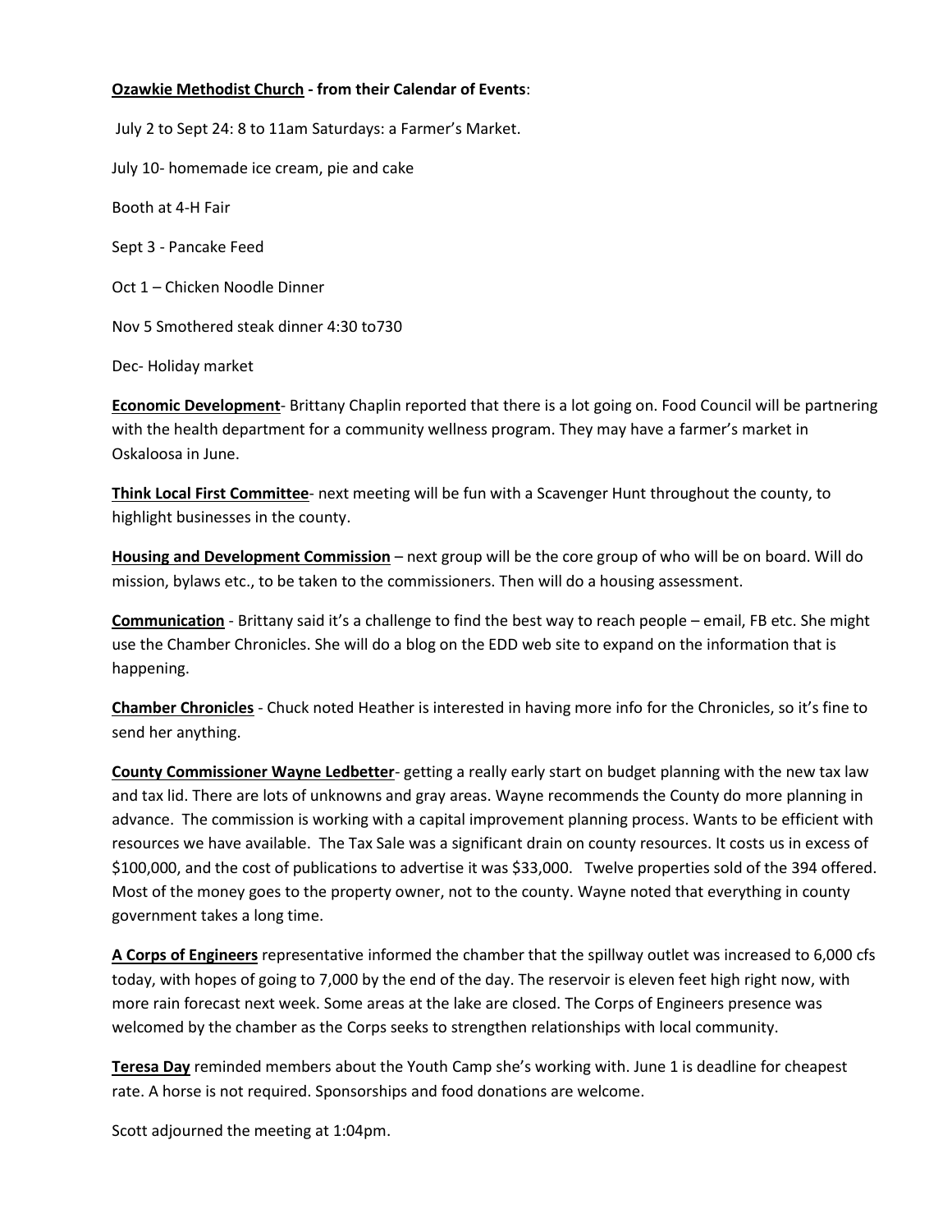**Ozawkie Methodist Church - from their Calendar of Events**:

July 2 to Sept 24: 8 to 11am Saturdays: a Farmer's Market.

July 10- homemade ice cream, pie and cake

Booth at 4-H Fair

Sept 3 - Pancake Feed

Oct 1 – Chicken Noodle Dinner

Nov 5 Smothered steak dinner 4:30 to730

Dec- Holiday market

**Economic Development**- Brittany Chaplin reported that there is a lot going on. Food Council will be partnering with the health department for a community wellness program. They may have a farmer's market in Oskaloosa in June.

**Think Local First Committee**- next meeting will be fun with a Scavenger Hunt throughout the county, to highlight businesses in the county.

**Housing and Development Commission** – next group will be the core group of who will be on board. Will do mission, bylaws etc., to be taken to the commissioners. Then will do a housing assessment.

**Communication** - Brittany said it's a challenge to find the best way to reach people – email, FB etc. She might use the Chamber Chronicles. She will do a blog on the EDD web site to expand on the information that is happening.

**Chamber Chronicles** - Chuck noted Heather is interested in having more info for the Chronicles, so it's fine to send her anything.

**County Commissioner Wayne Ledbetter**- getting a really early start on budget planning with the new tax law and tax lid. There are lots of unknowns and gray areas. Wayne recommends the County do more planning in advance. The commission is working with a capital improvement planning process. Wants to be efficient with resources we have available. The Tax Sale was a significant drain on county resources. It costs us in excess of $100,000, and the cost of publications to advertise it was $33,000. Twelve properties sold of the 394 offered. Most of the money goes to the property owner, not to the county. Wayne noted that everything in county government takes a long time.

**A Corps of Engineers** representative informed the chamber that the spillway outlet was increased to 6,000 cfs today, with hopes of going to 7,000 by the end of the day. The reservoir is eleven feet high right now, with more rain forecast next week. Some areas at the lake are closed. The Corps of Engineers presence was welcomed by the chamber as the Corps seeks to strengthen relationships with local community.

**Teresa Day** reminded members about the Youth Camp she's working with. June 1 is deadline for cheapest rate. A horse is not required. Sponsorships and food donations are welcome.

Scott adjourned the meeting at 1:04pm.